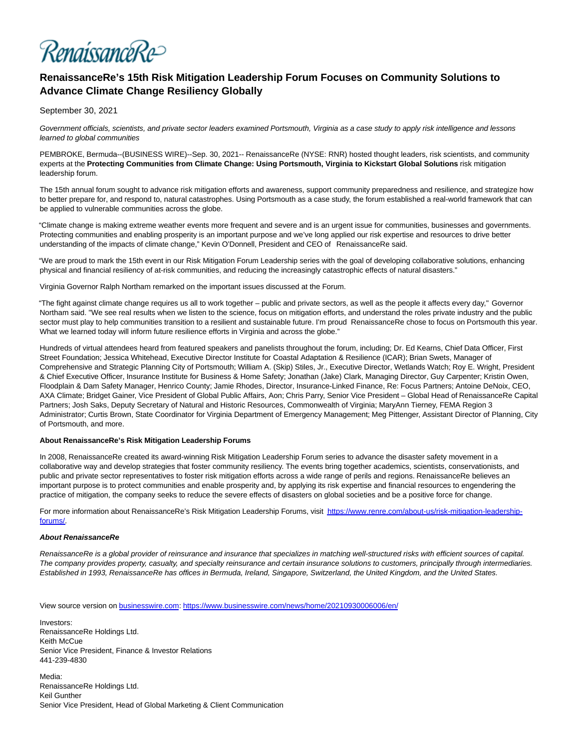RenaissanceRe

# RenaissanceRe's 15th Risk Mitigation Leadership Forum Focuses on Community Solutions to Advance Climate Change Resiliency Globally

September 30, 2021

*Government officials, scientists, and private sector leaders examined Portsmouth, Virginia as a case study to apply risk intelligence and lessons learned to global communities*

PEMBROKE, Bermuda--(BUSINESS WIRE)--Sep. 30, 2021-- RenaissanceRe (NYSE: RNR) hosted thought leaders, risk scientists, and community experts at the **Protecting Communities from Climate Change: Using Portsmouth, Virginia to Kickstart Global Solutions** risk mitigation leadership forum.

The 15th annual forum sought to advance risk mitigation efforts and awareness, support community preparedness and resilience, and strategize how to better prepare for, and respond to, natural catastrophes. Using Portsmouth as a case study, the forum established a real-world framework that can be applied to vulnerable communities across the globe.

"Climate change is making extreme weather events more frequent and severe and is an urgent issue for communities, businesses and governments. Protecting communities and enabling prosperity is an important purpose and we've long applied our risk expertise and resources to drive better understanding of the impacts of climate change," Kevin O'Donnell, President and CEO of RenaissanceRe said.

"We are proud to mark the 15th event in our Risk Mitigation Forum Leadership series with the goal of developing collaborative solutions, enhancing physical and financial resiliency of at-risk communities, and reducing the increasingly catastrophic effects of natural disasters."

Virginia Governor Ralph Northam remarked on the important issues discussed at the Forum.

"The fight against climate change requires us all to work together – public and private sectors, as well as the people it affects every day," Governor Northam said. "We see real results when we listen to the science, focus on mitigation efforts, and understand the roles private industry and the public sector must play to help communities transition to a resilient and sustainable future. I'm proud RenaissanceRe chose to focus on Portsmouth this year. What we learned today will inform future resilience efforts in Virginia and across the globe."

Hundreds of virtual attendees heard from featured speakers and panelists throughout the forum, including; Dr. Ed Kearns, Chief Data Officer, First Street Foundation; Jessica Whitehead, Executive Director Institute for Coastal Adaptation & Resilience (ICAR); Brian Swets, Manager of Comprehensive and Strategic Planning City of Portsmouth; William A. (Skip) Stiles, Jr., Executive Director, Wetlands Watch; Roy E. Wright, President & Chief Executive Officer, Insurance Institute for Business & Home Safety; Jonathan (Jake) Clark, Managing Director, Guy Carpenter; Kristin Owen, Floodplain & Dam Safety Manager, Henrico County; Jamie Rhodes, Director, Insurance-Linked Finance, Re: Focus Partners; Antoine DeNoix, CEO, AXA Climate; Bridget Gainer, Vice President of Global Public Affairs, Aon; Chris Parry, Senior Vice President – Global Head of RenaissanceRe Capital Partners; Josh Saks, Deputy Secretary of Natural and Historic Resources, Commonwealth of Virginia; MaryAnn Tierney, FEMA Region 3 Administrator; Curtis Brown, State Coordinator for Virginia Department of Emergency Management; Meg Pittenger, Assistant Director of Planning, City of Portsmouth, and more.

### About RenaissanceRe's Risk Mitigation Leadership Forums

In 2008, RenaissanceRe created its award-winning Risk Mitigation Leadership Forum series to advance the disaster safety movement in a collaborative way and develop strategies that foster community resiliency. The events bring together academics, scientists, conservationists, and public and private sector representatives to foster risk mitigation efforts across a wide range of perils and regions. RenaissanceRe believes an important purpose is to protect communities and enable prosperity and, by applying its risk expertise and financial resources to engendering the practice of mitigation, the company seeks to reduce the severe effects of disasters on global societies and be a positive force for change.

For more information about RenaissanceRe's Risk Mitigation Leadership Forums, visit https://www.renre.com/about-us/risk-mitigation-leadership-forums/.

### *About RenaissanceRe*

*RenaissanceRe is a global provider of reinsurance and insurance that specializes in matching well-structured risks with efficient sources of capital. The company provides property, casualty, and specialty reinsurance and certain insurance solutions to customers, principally through intermediaries. Established in 1993, RenaissanceRe has offices in Bermuda, Ireland, Singapore, Switzerland, the United Kingdom, and the United States.*

View source version on businesswire.com: https://www.businesswire.com/news/home/20210930006006/en/

Investors:
RenaissanceRe Holdings Ltd.
Keith McCue
Senior Vice President, Finance & Investor Relations
441-239-4830

Media:
RenaissanceRe Holdings Ltd.
Keil Gunther
Senior Vice President, Head of Global Marketing & Client Communication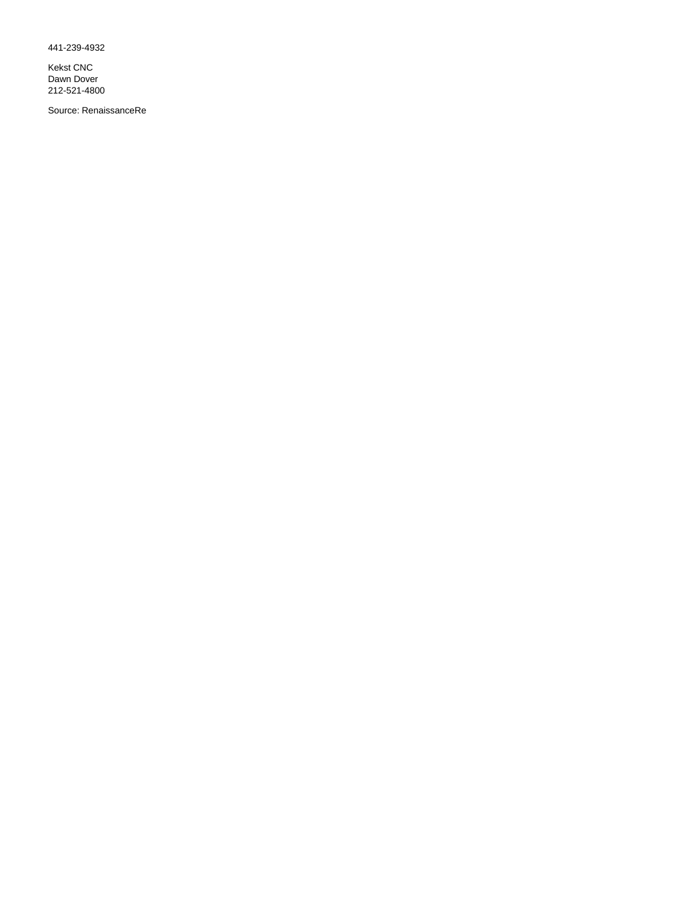441-239-4932

Kekst CNC
Dawn Dover
212-521-4800

Source: RenaissanceRe